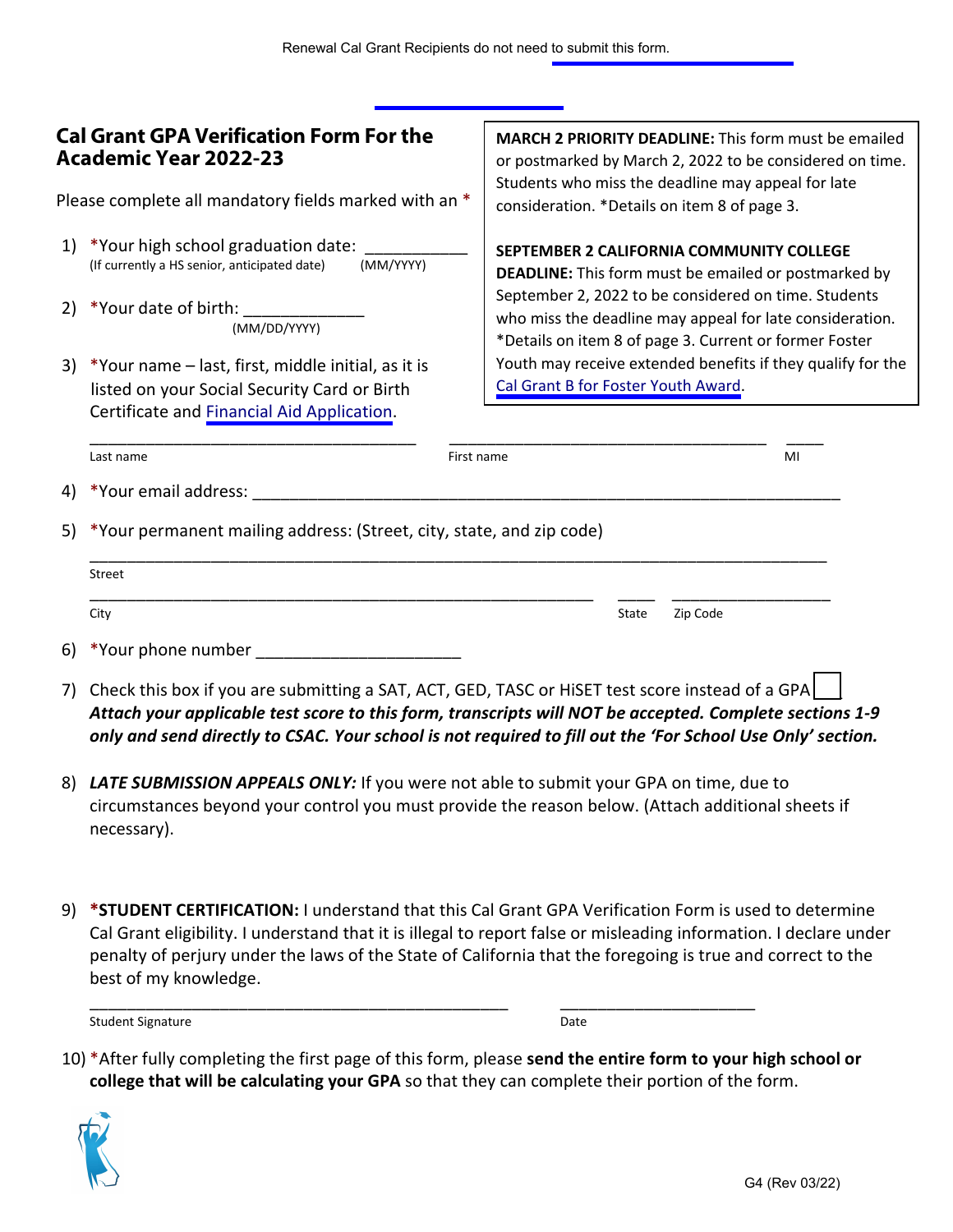Renewal Cal Grant Recipients do not need to submit this form.

## Cal Grant GPA Verification Form For the Academic Year 2022-23

Please complete all mandatory fields marked with an *

**MARCH 2 PRIORITY DEADLINE:** This form must be emailed or postmarked by March 2, 2022 to be considered on time. Students who miss the deadline may appeal for late consideration. *Details on item 8 of page 3.

**SEPTEMBER 2 CALIFORNIA COMMUNITY COLLEGE DEADLINE:** This form must be emailed or postmarked by September 2, 2022 to be considered on time. Students who miss the deadline may appeal for late consideration. *Details on item 8 of page 3. Current or former Foster Youth may receive extended benefits if they qualify for the Cal Grant B for Foster Youth Award.

1) *Your high school graduation date: ___________
   (If currently a HS senior, anticipated date) (MM/YYYY)

2) *Your date of birth: _____________
   (MM/DD/YYYY)

3) *Your name – last, first, middle initial, as it is listed on your Social Security Card or Birth Certificate and Financial Aid Application.

   ____________________________________ ____________________________________ _____
   Last name First name MI

4) *Your email address: ________________________________________________________________

5) *Your permanent mailing address: (Street, city, state, and zip code)

   ________________________________________________________________________________
   Street

   ____________________________________________________________ _____ __________________
   City State Zip Code

6) *Your phone number ______________________

7) Check this box if you are submitting a SAT, ACT, GED, TASC or HiSET test score instead of a GPA ☐
   ***Attach your applicable test score to this form, transcripts will NOT be accepted. Complete sections 1-9 only and send directly to CSAC. Your school is not required to fill out the 'For School Use Only' section.***

8) ***LATE SUBMISSION APPEALS ONLY:*** If you were not able to submit your GPA on time, due to circumstances beyond your control you must provide the reason below. (Attach additional sheets if necessary).

9) ***STUDENT CERTIFICATION:** I understand that this Cal Grant GPA Verification Form is used to determine Cal Grant eligibility. I understand that it is illegal to report false or misleading information. I declare under penalty of perjury under the laws of the State of California that the foregoing is true and correct to the best of my knowledge.

   ________________________________________________ ______________________
   Student Signature Date

10) *After fully completing the first page of this form, please **send the entire form to your high school or college that will be calculating your GPA** so that they can complete their portion of the form.

G4 (Rev 03/22)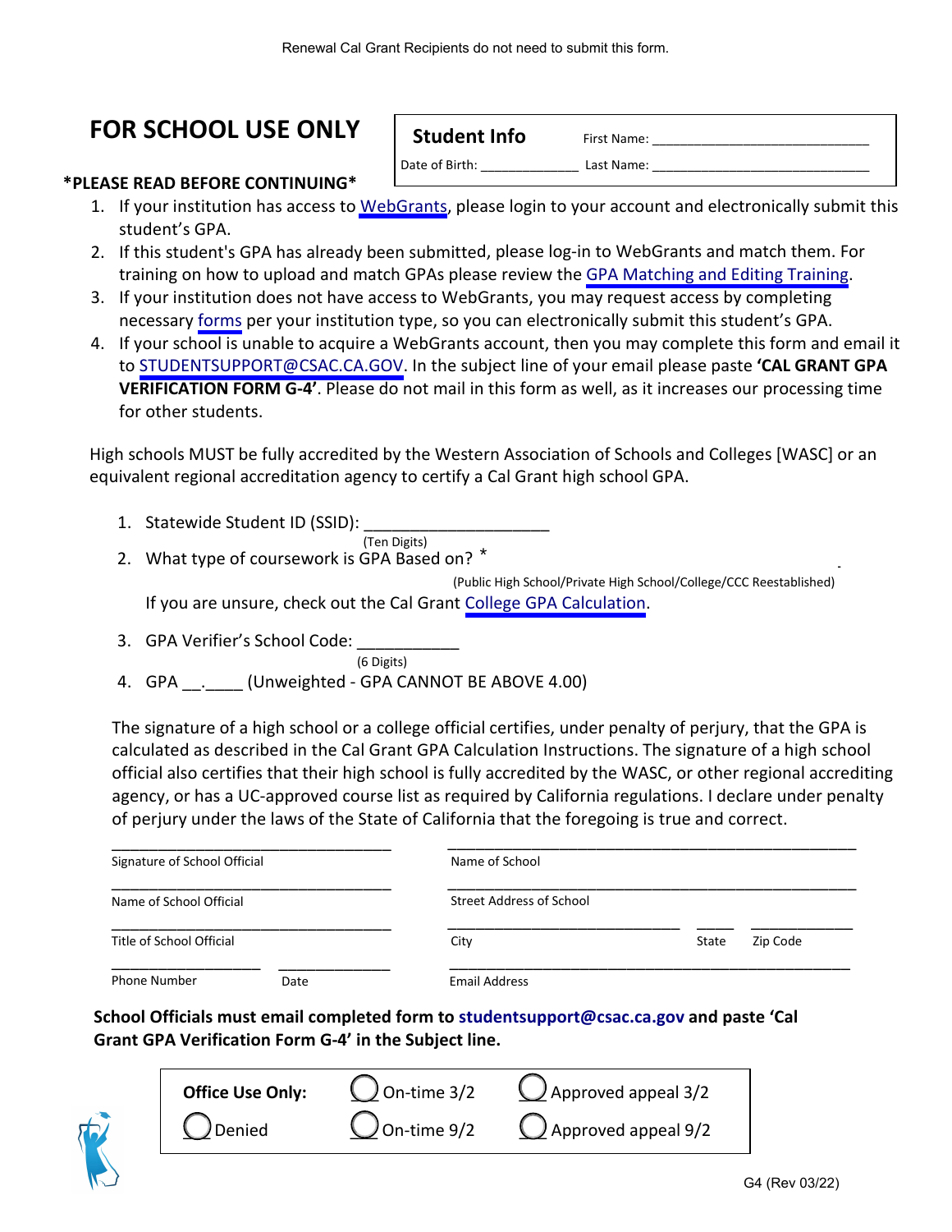Renewal Cal Grant Recipients do not need to submit this form.

# FOR SCHOOL USE ONLY

**Student Info**

First Name: ______________________________

Date of Birth: _____________ Last Name: ______________________________

**\*PLEASE READ BEFORE CONTINUING\***

1. If your institution has access to WebGrants, please login to your account and electronically submit this student's GPA.
2. If this student's GPA has already been submitted, please log-in to WebGrants and match them. For training on how to upload and match GPAs please review the GPA Matching and Editing Training.
3. If your institution does not have access to WebGrants, you may request access by completing necessary forms per your institution type, so you can electronically submit this student's GPA.
4. If your school is unable to acquire a WebGrants account, then you may complete this form and email it to STUDENTSUPPORT@CSAC.CA.GOV. In the subject line of your email please paste **'CAL GRANT GPA VERIFICATION FORM G-4'**. Please do not mail in this form as well, as it increases our processing time for other students.

High schools MUST be fully accredited by the Western Association of Schools and Colleges [WASC] or an equivalent regional accreditation agency to certify a Cal Grant high school GPA.

1. Statewide Student ID (SSID): ____________________
   (Ten Digits)
2. What type of coursework is GPA Based on? *
   (Public High School/Private High School/College/CCC Reestablished)
   If you are unsure, check out the Cal Grant College GPA Calculation.
3. GPA Verifier's School Code: ___________
   (6 Digits)
4. GPA __.____ (Unweighted - GPA CANNOT BE ABOVE 4.00)

The signature of a high school or a college official certifies, under penalty of perjury, that the GPA is calculated as described in the Cal Grant GPA Calculation Instructions. The signature of a high school official also certifies that their high school is fully accredited by the WASC, or other regional accrediting agency, or has a UC-approved course list as required by California regulations. I declare under penalty of perjury under the laws of the State of California that the foregoing is true and correct.

________________________________
Signature of School Official

________________________________
Name of School Official

________________________________
Title of School Official

________________ ____________
Phone Number Date

________________________________
Name of School

________________________________
Street Address of School

__________________________ _____ ___________
City State Zip Code

________________________________
Email Address

**School Officials must email completed form to studentsupport@csac.ca.gov and paste 'Cal Grant GPA Verification Form G-4' in the Subject line.**

**Office Use Only:** ◯ On-time 3/2 ◯ Approved appeal 3/2

◯ Denied ◯ On-time 9/2 ◯ Approved appeal 9/2

G4 (Rev 03/22)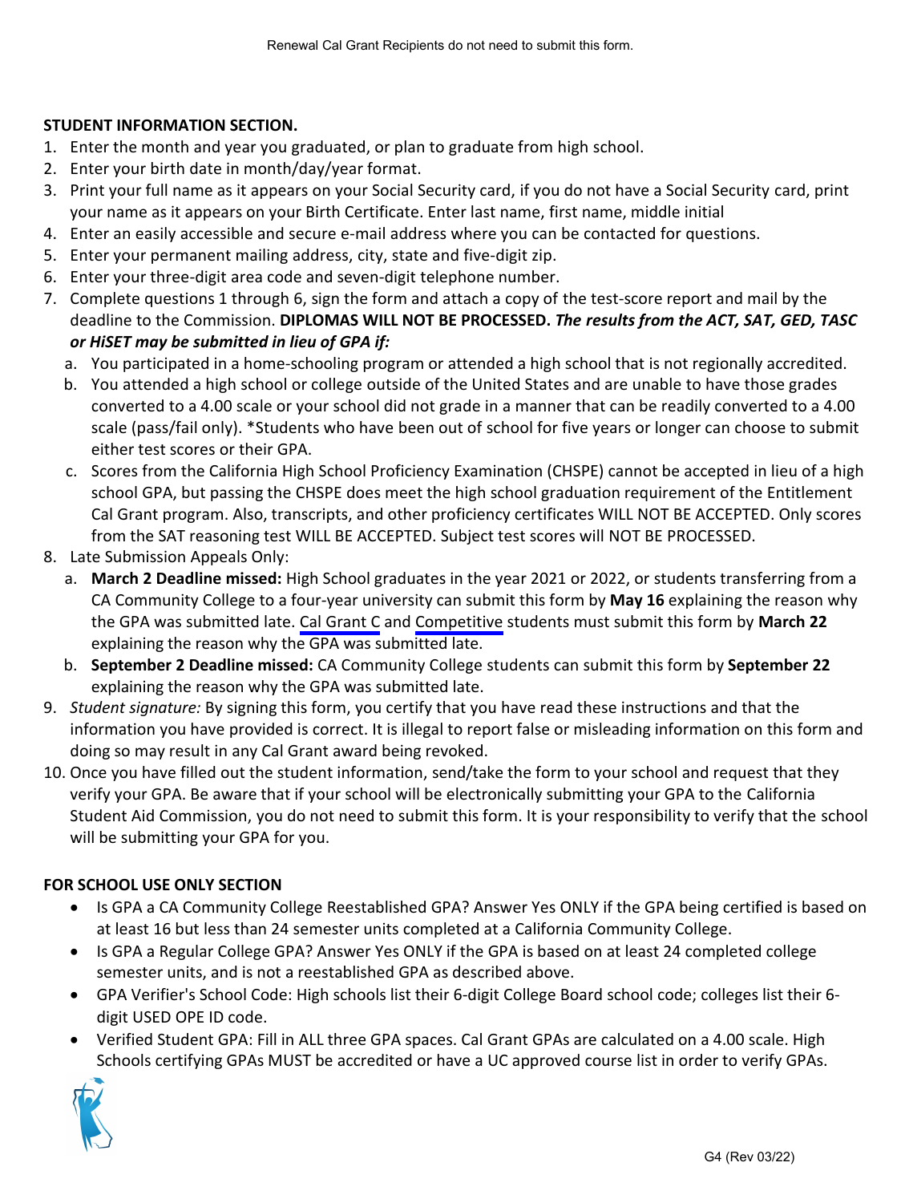Renewal Cal Grant Recipients do not need to submit this form.

**STUDENT INFORMATION SECTION.**

1. Enter the month and year you graduated, or plan to graduate from high school.
2. Enter your birth date in month/day/year format.
3. Print your full name as it appears on your Social Security card, if you do not have a Social Security card, print your name as it appears on your Birth Certificate. Enter last name, first name, middle initial
4. Enter an easily accessible and secure e-mail address where you can be contacted for questions.
5. Enter your permanent mailing address, city, state and five-digit zip.
6. Enter your three-digit area code and seven-digit telephone number.
7. Complete questions 1 through 6, sign the form and attach a copy of the test-score report and mail by the deadline to the Commission. **DIPLOMAS WILL NOT BE PROCESSED.** ***The results from the ACT, SAT, GED, TASC or HiSET may be submitted in lieu of GPA if:***
   a. You participated in a home-schooling program or attended a high school that is not regionally accredited.
   b. You attended a high school or college outside of the United States and are unable to have those grades converted to a 4.00 scale or your school did not grade in a manner that can be readily converted to a 4.00 scale (pass/fail only). *Students who have been out of school for five years or longer can choose to submit either test scores or their GPA.
   c. Scores from the California High School Proficiency Examination (CHSPE) cannot be accepted in lieu of a high school GPA, but passing the CHSPE does meet the high school graduation requirement of the Entitlement Cal Grant program. Also, transcripts, and other proficiency certificates WILL NOT BE ACCEPTED. Only scores from the SAT reasoning test WILL BE ACCEPTED. Subject test scores will NOT BE PROCESSED.
8. Late Submission Appeals Only:
   a. **March 2 Deadline missed:** High School graduates in the year 2021 or 2022, or students transferring from a CA Community College to a four-year university can submit this form by **May 16** explaining the reason why the GPA was submitted late. Cal Grant C and Competitive students must submit this form by **March 22** explaining the reason why the GPA was submitted late.
   b. **September 2 Deadline missed:** CA Community College students can submit this form by **September 22** explaining the reason why the GPA was submitted late.
9. *Student signature:* By signing this form, you certify that you have read these instructions and that the information you have provided is correct. It is illegal to report false or misleading information on this form and doing so may result in any Cal Grant award being revoked.
10. Once you have filled out the student information, send/take the form to your school and request that they verify your GPA. Be aware that if your school will be electronically submitting your GPA to the California Student Aid Commission, you do not need to submit this form. It is your responsibility to verify that the school will be submitting your GPA for you.

**FOR SCHOOL USE ONLY SECTION**

- Is GPA a CA Community College Reestablished GPA? Answer Yes ONLY if the GPA being certified is based on at least 16 but less than 24 semester units completed at a California Community College.
- Is GPA a Regular College GPA? Answer Yes ONLY if the GPA is based on at least 24 completed college semester units, and is not a reestablished GPA as described above.
- GPA Verifier's School Code: High schools list their 6-digit College Board school code; colleges list their 6-digit USED OPE ID code.
- Verified Student GPA: Fill in ALL three GPA spaces. Cal Grant GPAs are calculated on a 4.00 scale. High Schools certifying GPAs MUST be accredited or have a UC approved course list in order to verify GPAs.

G4 (Rev 03/22)